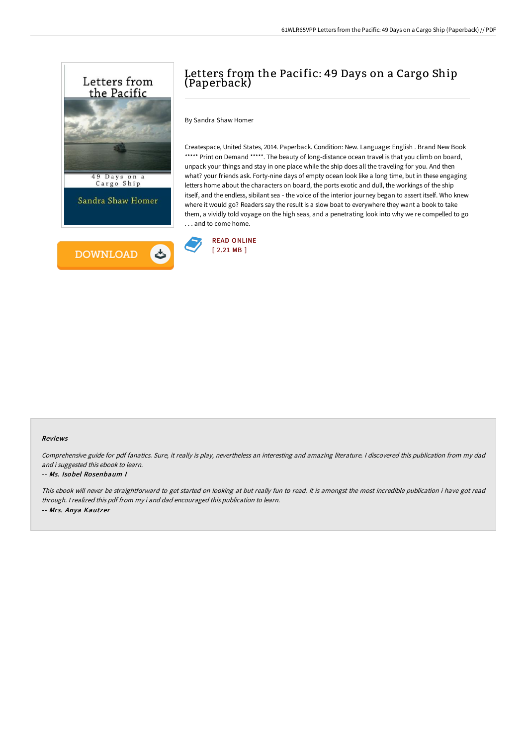# Letters from the Pacific: 49 Days on a Cargo Ship (Paperback)

By Sandra Shaw Homer

Createspace, United States, 2014. Paperback. Condition: New. Language: English . Brand New Book ***** Print on Demand *****. The beauty of long-distance ocean travel is that you climb on board, unpack your things and stay in one place while the ship does all the traveling for you. And then what? your friends ask. Forty-nine days of empty ocean look like a long time, but in these engaging letters home about the characters on board, the ports exotic and dull, the workings of the ship itself, and the endless, sibilant sea - the voice of the interior journey began to assert itself. Who knew where it would go? Readers say the result is a slow boat to everywhere they want a book to take them, a vividly told voyage on the high seas, and a penetrating look into why we re compelled to go . . . and to come home.

DOWNLOAD

READ ONLINE
[ 2.21 MB ]

### Reviews

*Comprehensive guide for pdf fanatics. Sure, it really is play, nevertheless an interesting and amazing literature. I discovered this publication from my dad and i suggested this ebook to learn.*

*-- Ms. Isobel Rosenbaum I*

*This ebook will never be straightforward to get started on looking at but really fun to read. It is amongst the most incredible publication i have got read through. I realized this pdf from my i and dad encouraged this publication to learn.*

*-- Mrs. Anya Kautzer*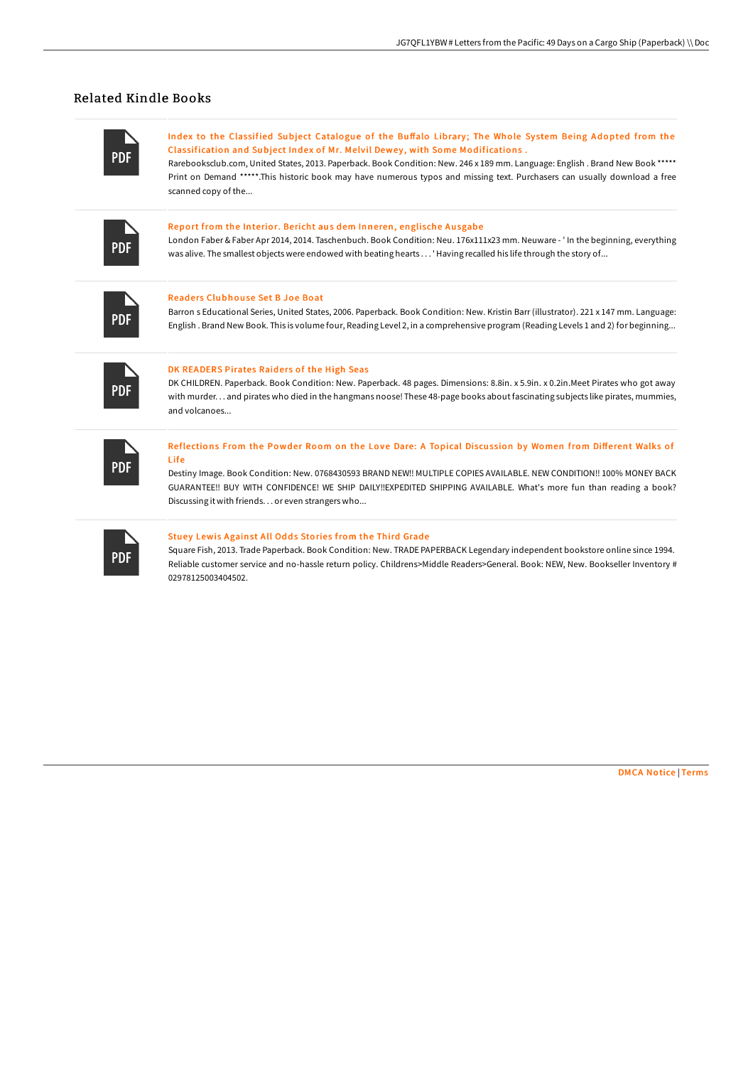## Related Kindle Books

PDF

**Index to the Classified Subject Catalogue of the Buffalo Library; The Whole System Being Adopted from the Classification and Subject Index of Mr. Melvil Dewey, with Some Modifications .**

Rarebooksclub.com, United States, 2013. Paperback. Book Condition: New. 246 x 189 mm. Language: English . Brand New Book ***** Print on Demand *****.This historic book may have numerous typos and missing text. Purchasers can usually download a free scanned copy of the...

PDF

**Report from the Interior. Bericht aus dem Inneren, englische Ausgabe**

London Faber & Faber Apr 2014, 2014. Taschenbuch. Book Condition: Neu. 176x111x23 mm. Neuware - ' In the beginning, everything was alive. The smallest objects were endowed with beating hearts . . . ' Having recalled his life through the story of...

PDF

**Readers Clubhouse Set B Joe Boat**

Barron s Educational Series, United States, 2006. Paperback. Book Condition: New. Kristin Barr (illustrator). 221 x 147 mm. Language: English . Brand New Book. This is volume four, Reading Level 2, in a comprehensive program (Reading Levels 1 and 2) for beginning...

PDF

**DK READERS Pirates Raiders of the High Seas**

DK CHILDREN. Paperback. Book Condition: New. Paperback. 48 pages. Dimensions: 8.8in. x 5.9in. x 0.2in.Meet Pirates who got away with murder. . . and pirates who died in the hangmans noose! These 48-page books about fascinating subjects like pirates, mummies, and volcanoes...

PDF

**Reflections From the Powder Room on the Love Dare: A Topical Discussion by Women from Different Walks of Life**

Destiny Image. Book Condition: New. 0768430593 BRAND NEW!! MULTIPLE COPIES AVAILABLE. NEW CONDITION!! 100% MONEY BACK GUARANTEE!! BUY WITH CONFIDENCE! WE SHIP DAILY!!EXPEDITED SHIPPING AVAILABLE. What's more fun than reading a book? Discussing it with friends. . . or even strangers who...

PDF

**Stuey Lewis Against All Odds Stories from the Third Grade**

Square Fish, 2013. Trade Paperback. Book Condition: New. TRADE PAPERBACK Legendary independent bookstore online since 1994. Reliable customer service and no-hassle return policy. Childrens>Middle Readers>General. Book: NEW, New. Bookseller Inventory # 02978125003404502.

DMCA Notice | Terms